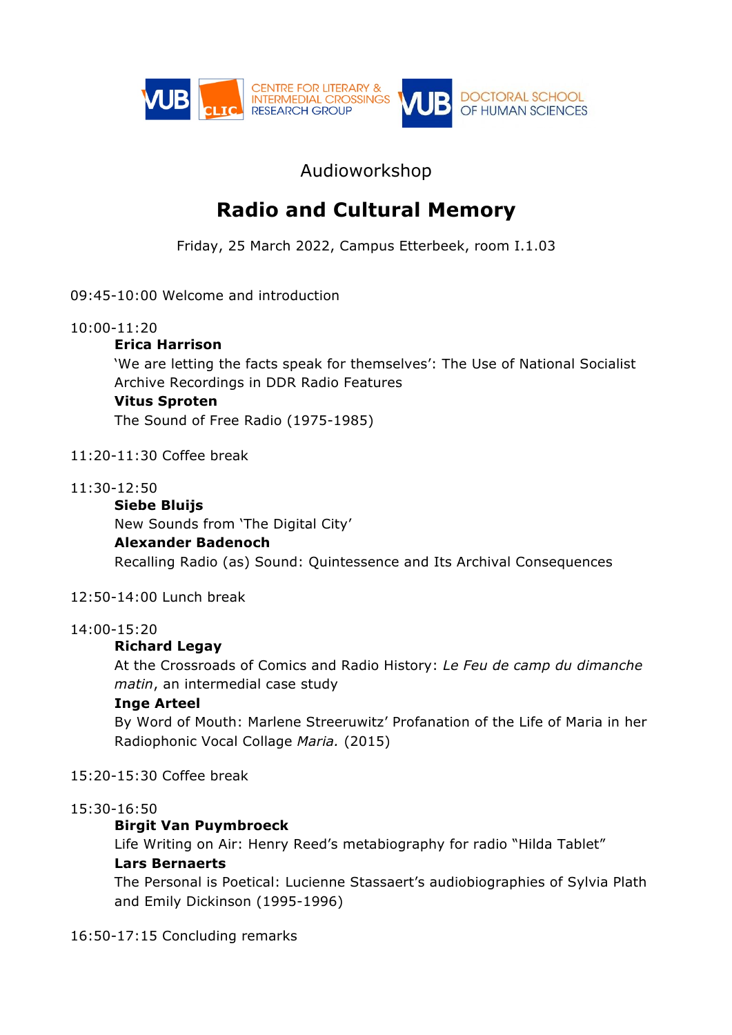VUB CLIC CENTRE FOR LITERARY & INTERMEDIAL CROSSINGS RESEARCH GROUP VUB DOCTORAL SCHOOL OF HUMAN SCIENCES

Audioworkshop

# Radio and Cultural Memory

Friday, 25 March 2022, Campus Etterbeek, room I.1.03

09:45-10:00 Welcome and introduction

10:00-11:20

**Erica Harrison**
'We are letting the facts speak for themselves': The Use of National Socialist Archive Recordings in DDR Radio Features

**Vitus Sproten**
The Sound of Free Radio (1975-1985)

11:20-11:30 Coffee break

11:30-12:50

**Siebe Bluijs**
New Sounds from 'The Digital City'

**Alexander Badenoch**
Recalling Radio (as) Sound: Quintessence and Its Archival Consequences

12:50-14:00 Lunch break

14:00-15:20

**Richard Legay**
At the Crossroads of Comics and Radio History: *Le Feu de camp du dimanche matin*, an intermedial case study

**Inge Arteel**
By Word of Mouth: Marlene Streeruwitz' Profanation of the Life of Maria in her Radiophonic Vocal Collage *Maria.* (2015)

15:20-15:30 Coffee break

15:30-16:50

**Birgit Van Puymbroeck**
Life Writing on Air: Henry Reed's metabiography for radio "Hilda Tablet"

**Lars Bernaerts**
The Personal is Poetical: Lucienne Stassaert's audiobiographies of Sylvia Plath and Emily Dickinson (1995-1996)

16:50-17:15 Concluding remarks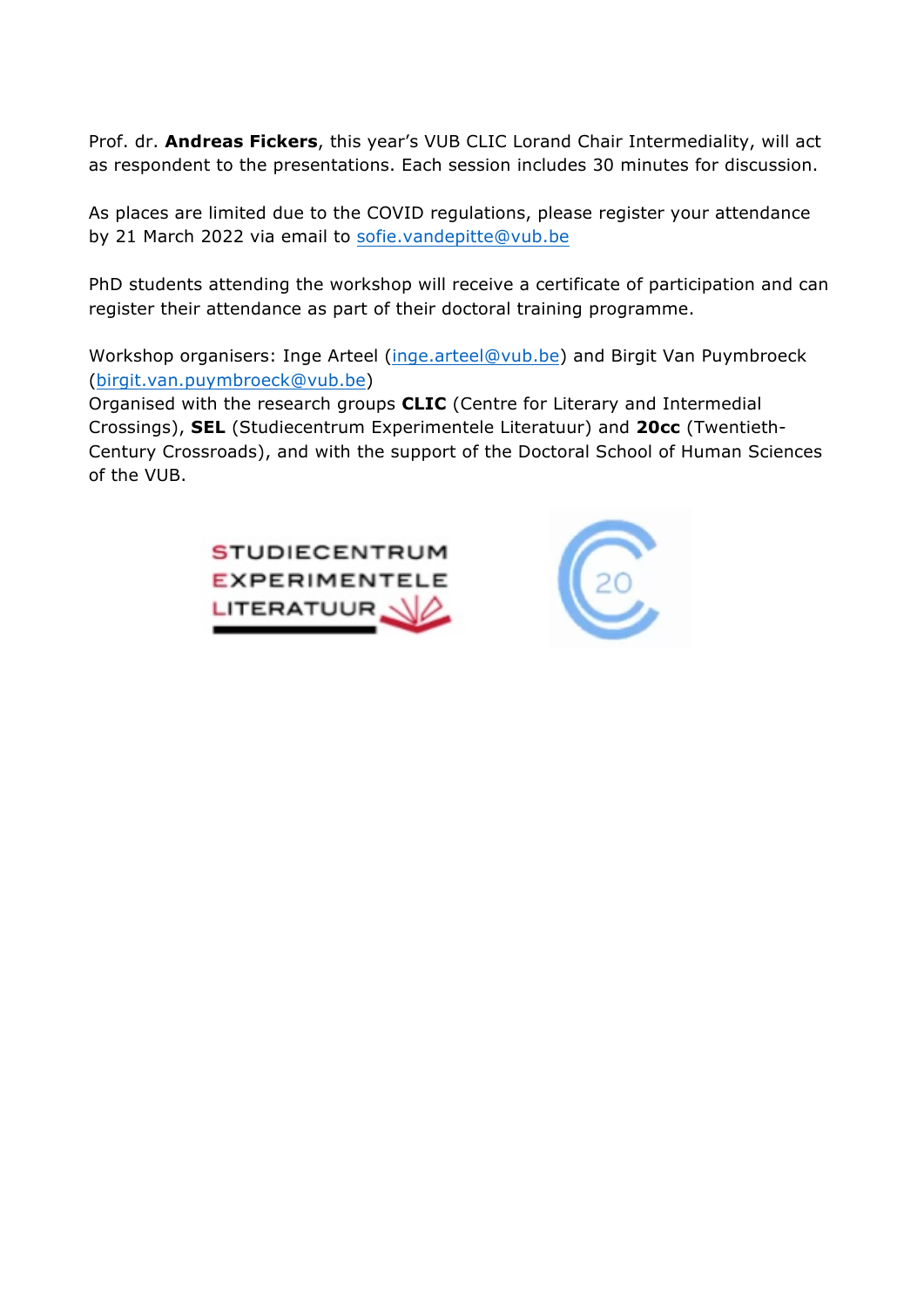Prof. dr. **Andreas Fickers**, this year's VUB CLIC Lorand Chair Intermediality, will act as respondent to the presentations. Each session includes 30 minutes for discussion.

As places are limited due to the COVID regulations, please register your attendance by 21 March 2022 via email to sofie.vandepitte@vub.be

PhD students attending the workshop will receive a certificate of participation and can register their attendance as part of their doctoral training programme.

Workshop organisers: Inge Arteel (inge.arteel@vub.be) and Birgit Van Puymbroeck (birgit.van.puymbroeck@vub.be)
Organised with the research groups **CLIC** (Centre for Literary and Intermedial Crossings), **SEL** (Studiecentrum Experimentele Literatuur) and **20cc** (Twentieth-Century Crossroads), and with the support of the Doctoral School of Human Sciences of the VUB.